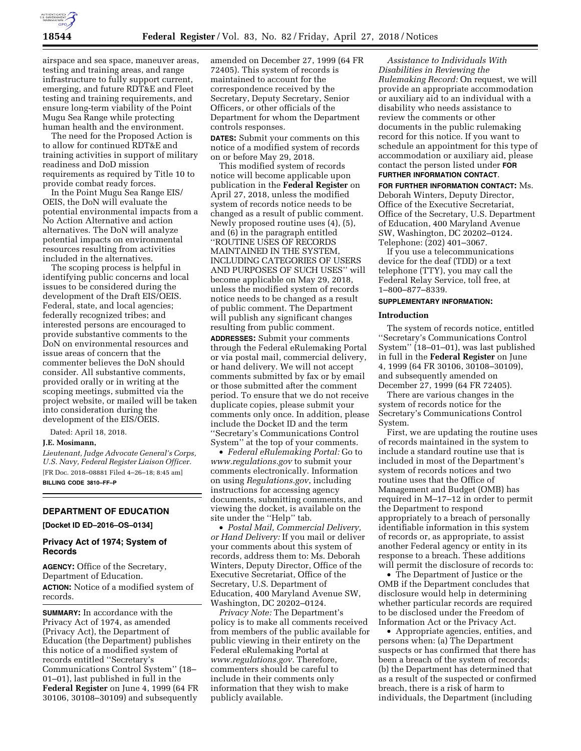airspace and sea space, maneuver areas, testing and training areas, and range infrastructure to fully support current, emerging, and future RDT&E and Fleet testing and training requirements, and ensure long-term viability of the Point Mugu Sea Range while protecting human health and the environment.

The need for the Proposed Action is to allow for continued RDT&E and training activities in support of military readiness and DoD mission requirements as required by Title 10 to provide combat ready forces.

In the Point Mugu Sea Range EIS/OEIS, the DoN will evaluate the potential environmental impacts from a No Action Alternative and action alternatives. The DoN will analyze potential impacts on environmental resources resulting from activities included in the alternatives.

The scoping process is helpful in identifying public concerns and local issues to be considered during the development of the Draft EIS/OEIS. Federal, state, and local agencies; federally recognized tribes; and interested persons are encouraged to provide substantive comments to the DoN on environmental resources and issue areas of concern that the commenter believes the DoN should consider. All substantive comments, provided orally or in writing at the scoping meetings, submitted via the project website, or mailed will be taken into consideration during the development of the EIS/OEIS.

Dated: April 18, 2018.

**J.E. Mosimann,**

*Lieutenant, Judge Advocate General's Corps, U.S. Navy, Federal Register Liaison Officer.*

[FR Doc. 2018–08881 Filed 4–26–18; 8:45 am]

**BILLING CODE 3810–FF–P**

## DEPARTMENT OF EDUCATION

**[Docket ID ED–2016–OS–0134]**

### Privacy Act of 1974; System of Records

**AGENCY:** Office of the Secretary, Department of Education.

**ACTION:** Notice of a modified system of records.

**SUMMARY:** In accordance with the Privacy Act of 1974, as amended (Privacy Act), the Department of Education (the Department) publishes this notice of a modified system of records entitled ''Secretary's Communications Control System'' (18–01–01), last published in full in the **Federal Register** on June 4, 1999 (64 FR 30106, 30108–30109) and subsequently amended on December 27, 1999 (64 FR 72405). This system of records is maintained to account for the correspondence received by the Secretary, Deputy Secretary, Senior Officers, or other officials of the Department for whom the Department controls responses.

**DATES:** Submit your comments on this notice of a modified system of records on or before May 29, 2018.

This modified system of records notice will become applicable upon publication in the **Federal Register** on April 27, 2018, unless the modified system of records notice needs to be changed as a result of public comment. Newly proposed routine uses (4), (5), and (6) in the paragraph entitled ''ROUTINE USES OF RECORDS MAINTAINED IN THE SYSTEM, INCLUDING CATEGORIES OF USERS AND PURPOSES OF SUCH USES'' will become applicable on May 29, 2018, unless the modified system of records notice needs to be changed as a result of public comment. The Department will publish any significant changes resulting from public comment.

**ADDRESSES:** Submit your comments through the Federal eRulemaking Portal or via postal mail, commercial delivery, or hand delivery. We will not accept comments submitted by fax or by email or those submitted after the comment period. To ensure that we do not receive duplicate copies, please submit your comments only once. In addition, please include the Docket ID and the term ''Secretary's Communications Control System'' at the top of your comments.

- *Federal eRulemaking Portal:* Go to *www.regulations.gov* to submit your comments electronically. Information on using *Regulations.gov,* including instructions for accessing agency documents, submitting comments, and viewing the docket, is available on the site under the ''Help'' tab.
- *Postal Mail, Commercial Delivery, or Hand Delivery:* If you mail or deliver your comments about this system of records, address them to: Ms. Deborah Winters, Deputy Director, Office of the Executive Secretariat, Office of the Secretary, U.S. Department of Education, 400 Maryland Avenue SW, Washington, DC 20202–0124.

*Privacy Note:* The Department's policy is to make all comments received from members of the public available for public viewing in their entirety on the Federal eRulemaking Portal at *www.regulations.gov.* Therefore, commenters should be careful to include in their comments only information that they wish to make publicly available.

*Assistance to Individuals With Disabilities in Reviewing the Rulemaking Record:* On request, we will provide an appropriate accommodation or auxiliary aid to an individual with a disability who needs assistance to review the comments or other documents in the public rulemaking record for this notice. If you want to schedule an appointment for this type of accommodation or auxiliary aid, please contact the person listed under **FOR FURTHER INFORMATION CONTACT**.

**FOR FURTHER INFORMATION CONTACT:** Ms. Deborah Winters, Deputy Director, Office of the Executive Secretariat, Office of the Secretary, U.S. Department of Education, 400 Maryland Avenue SW, Washington, DC 20202–0124. Telephone: (202) 401–3067.

If you use a telecommunications device for the deaf (TDD) or a text telephone (TTY), you may call the Federal Relay Service, toll free, at 1–800–877–8339.

**SUPPLEMENTARY INFORMATION:**

**Introduction**

The system of records notice, entitled ''Secretary's Communications Control System'' (18–01–01), was last published in full in the **Federal Register** on June 4, 1999 (64 FR 30106, 30108–30109), and subsequently amended on December 27, 1999 (64 FR 72405).

There are various changes in the system of records notice for the Secretary's Communications Control System.

First, we are updating the routine uses of records maintained in the system to include a standard routine use that is included in most of the Department's system of records notices and two routine uses that the Office of Management and Budget (OMB) has required in M–17–12 in order to permit the Department to respond appropriately to a breach of personally identifiable information in this system of records or, as appropriate, to assist another Federal agency or entity in its response to a breach. These additions will permit the disclosure of records to:

- The Department of Justice or the OMB if the Department concludes that disclosure would help in determining whether particular records are required to be disclosed under the Freedom of Information Act or the Privacy Act.
- Appropriate agencies, entities, and persons when: (a) The Department suspects or has confirmed that there has been a breach of the system of records; (b) the Department has determined that as a result of the suspected or confirmed breach, there is a risk of harm to individuals, the Department (including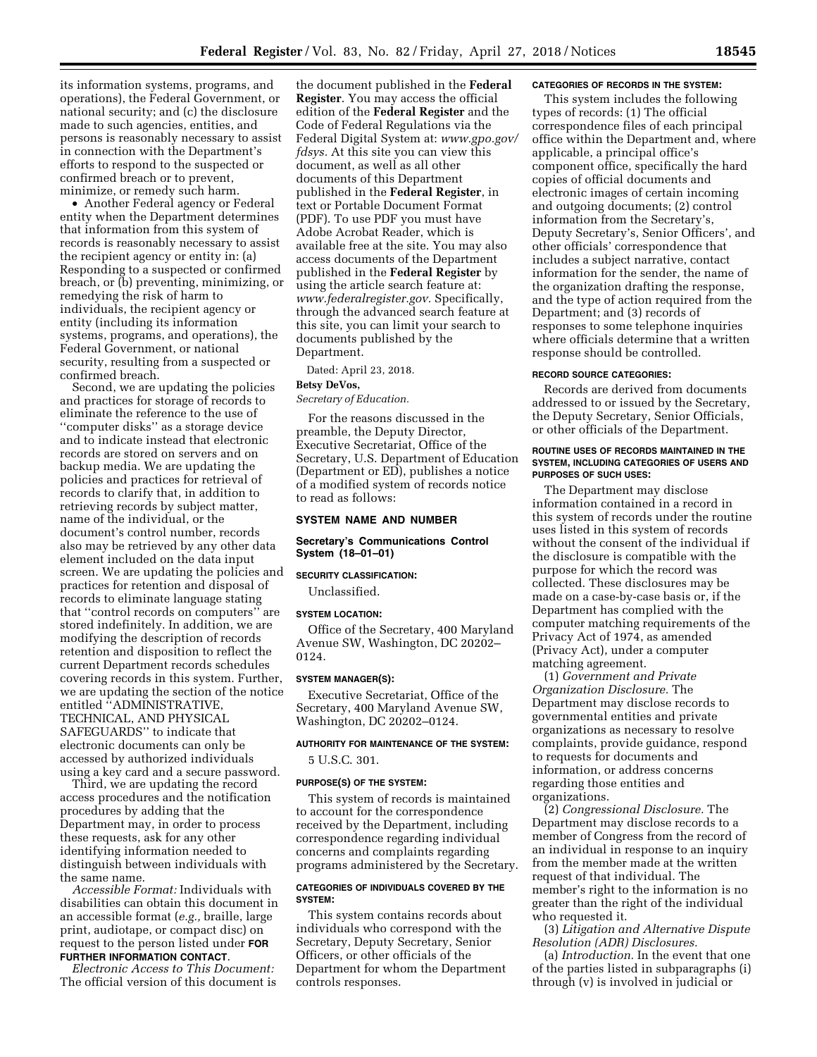its information systems, programs, and operations), the Federal Government, or national security; and (c) the disclosure made to such agencies, entities, and persons is reasonably necessary to assist in connection with the Department's efforts to respond to the suspected or confirmed breach or to prevent, minimize, or remedy such harm.

- Another Federal agency or Federal entity when the Department determines that information from this system of records is reasonably necessary to assist the recipient agency or entity in: (a) Responding to a suspected or confirmed breach, or (b) preventing, minimizing, or remedying the risk of harm to individuals, the recipient agency or entity (including its information systems, programs, and operations), the Federal Government, or national security, resulting from a suspected or confirmed breach.

Second, we are updating the policies and practices for storage of records to eliminate the reference to the use of ''computer disks'' as a storage device and to indicate instead that electronic records are stored on servers and on backup media. We are updating the policies and practices for retrieval of records to clarify that, in addition to retrieving records by subject matter, name of the individual, or the document's control number, records also may be retrieved by any other data element included on the data input screen. We are updating the policies and practices for retention and disposal of records to eliminate language stating that ''control records on computers'' are stored indefinitely. In addition, we are modifying the description of records retention and disposition to reflect the current Department records schedules covering records in this system. Further, we are updating the section of the notice entitled ''ADMINISTRATIVE, TECHNICAL, AND PHYSICAL SAFEGUARDS'' to indicate that electronic documents can only be accessed by authorized individuals using a key card and a secure password.

Third, we are updating the record access procedures and the notification procedures by adding that the Department may, in order to process these requests, ask for any other identifying information needed to distinguish between individuals with the same name.

*Accessible Format:* Individuals with disabilities can obtain this document in an accessible format (*e.g.,* braille, large print, audiotape, or compact disc) on request to the person listed under **FOR FURTHER INFORMATION CONTACT**.

*Electronic Access to This Document:* The official version of this document is the document published in the **Federal Register**. You may access the official edition of the **Federal Register** and the Code of Federal Regulations via the Federal Digital System at: *www.gpo.gov/fdsys.* At this site you can view this document, as well as all other documents of this Department published in the **Federal Register**, in text or Portable Document Format (PDF). To use PDF you must have Adobe Acrobat Reader, which is available free at the site. You may also access documents of the Department published in the **Federal Register** by using the article search feature at: *www.federalregister.gov.* Specifically, through the advanced search feature at this site, you can limit your search to documents published by the Department.

Dated: April 23, 2018.

**Betsy DeVos,**

*Secretary of Education.*

For the reasons discussed in the preamble, the Deputy Director, Executive Secretariat, Office of the Secretary, U.S. Department of Education (Department or ED), publishes a notice of a modified system of records notice to read as follows:

## SYSTEM NAME AND NUMBER

**Secretary's Communications Control System (18–01–01)**

**SECURITY CLASSIFICATION:**

Unclassified.

**SYSTEM LOCATION:**

Office of the Secretary, 400 Maryland Avenue SW, Washington, DC 20202–0124.

**SYSTEM MANAGER(S):**

Executive Secretariat, Office of the Secretary, 400 Maryland Avenue SW, Washington, DC 20202–0124.

**AUTHORITY FOR MAINTENANCE OF THE SYSTEM:**

5 U.S.C. 301.

**PURPOSE(S) OF THE SYSTEM:**

This system of records is maintained to account for the correspondence received by the Department, including correspondence regarding individual concerns and complaints regarding programs administered by the Secretary.

**CATEGORIES OF INDIVIDUALS COVERED BY THE SYSTEM:**

This system contains records about individuals who correspond with the Secretary, Deputy Secretary, Senior Officers, or other officials of the Department for whom the Department controls responses.

**CATEGORIES OF RECORDS IN THE SYSTEM:**

This system includes the following types of records: (1) The official correspondence files of each principal office within the Department and, where applicable, a principal office's component office, specifically the hard copies of official documents and electronic images of certain incoming and outgoing documents; (2) control information from the Secretary's, Deputy Secretary's, Senior Officers', and other officials' correspondence that includes a subject narrative, contact information for the sender, the name of the organization drafting the response, and the type of action required from the Department; and (3) records of responses to some telephone inquiries where officials determine that a written response should be controlled.

**RECORD SOURCE CATEGORIES:**

Records are derived from documents addressed to or issued by the Secretary, the Deputy Secretary, Senior Officials, or other officials of the Department.

**ROUTINE USES OF RECORDS MAINTAINED IN THE SYSTEM, INCLUDING CATEGORIES OF USERS AND PURPOSES OF SUCH USES:**

The Department may disclose information contained in a record in this system of records under the routine uses listed in this system of records without the consent of the individual if the disclosure is compatible with the purpose for which the record was collected. These disclosures may be made on a case-by-case basis or, if the Department has complied with the computer matching requirements of the Privacy Act of 1974, as amended (Privacy Act), under a computer matching agreement.

(1) *Government and Private Organization Disclosure.* The Department may disclose records to governmental entities and private organizations as necessary to resolve complaints, provide guidance, respond to requests for documents and information, or address concerns regarding those entities and organizations.

(2) *Congressional Disclosure.* The Department may disclose records to a member of Congress from the record of an individual in response to an inquiry from the member made at the written request of that individual. The member's right to the information is no greater than the right of the individual who requested it.

(3) *Litigation and Alternative Dispute Resolution (ADR) Disclosures.*

(a) *Introduction.* In the event that one of the parties listed in subparagraphs (i) through (v) is involved in judicial or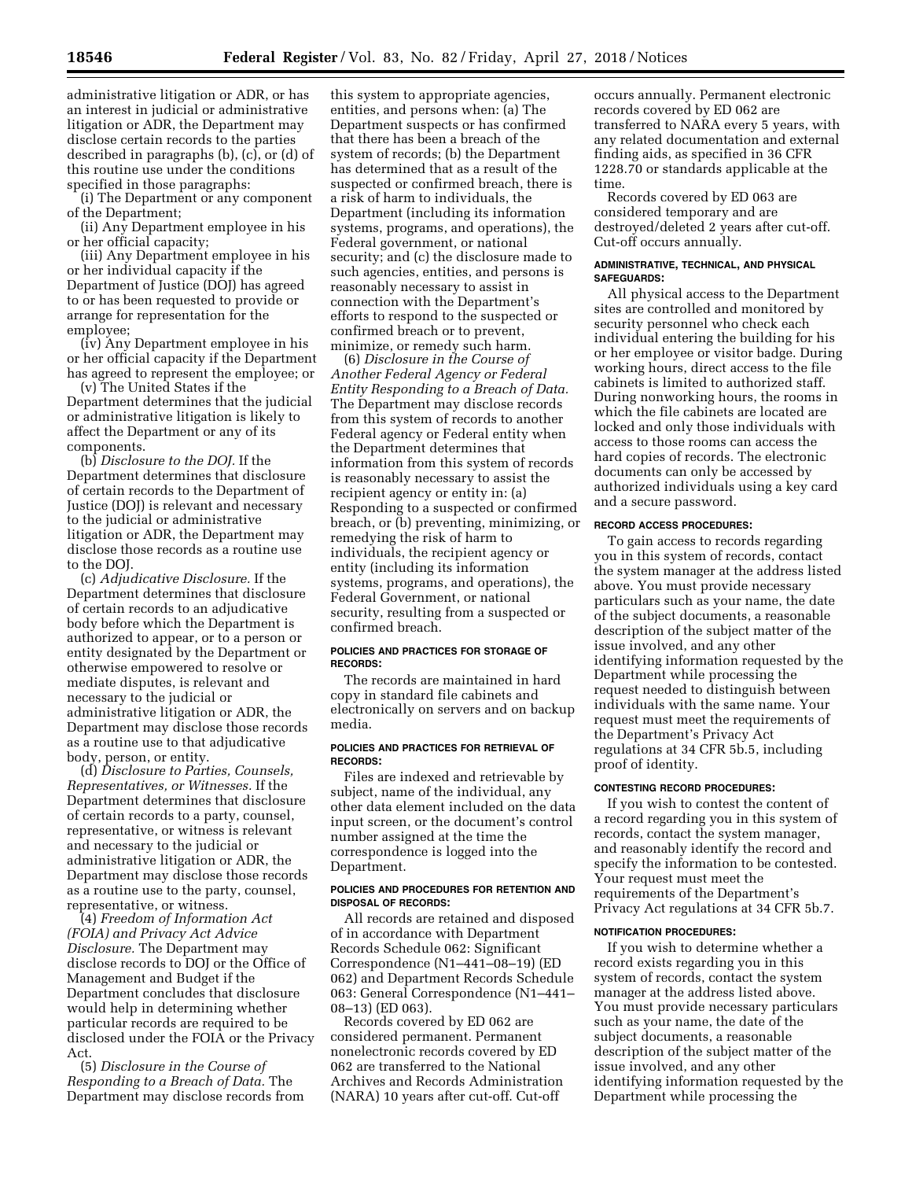administrative litigation or ADR, or has an interest in judicial or administrative litigation or ADR, the Department may disclose certain records to the parties described in paragraphs (b), (c), or (d) of this routine use under the conditions specified in those paragraphs:

(i) The Department or any component of the Department;

(ii) Any Department employee in his or her official capacity;

(iii) Any Department employee in his or her individual capacity if the Department of Justice (DOJ) has agreed to or has been requested to provide or arrange for representation for the employee;

(iv) Any Department employee in his or her official capacity if the Department has agreed to represent the employee; or

(v) The United States if the Department determines that the judicial or administrative litigation is likely to affect the Department or any of its components.

(b) *Disclosure to the DOJ.* If the Department determines that disclosure of certain records to the Department of Justice (DOJ) is relevant and necessary to the judicial or administrative litigation or ADR, the Department may disclose those records as a routine use to the DOJ.

(c) *Adjudicative Disclosure.* If the Department determines that disclosure of certain records to an adjudicative body before which the Department is authorized to appear, or to a person or entity designated by the Department or otherwise empowered to resolve or mediate disputes, is relevant and necessary to the judicial or administrative litigation or ADR, the Department may disclose those records as a routine use to that adjudicative body, person, or entity.

(d) *Disclosure to Parties, Counsels, Representatives, or Witnesses.* If the Department determines that disclosure of certain records to a party, counsel, representative, or witness is relevant and necessary to the judicial or administrative litigation or ADR, the Department may disclose those records as a routine use to the party, counsel, representative, or witness.

(4) *Freedom of Information Act (FOIA) and Privacy Act Advice Disclosure.* The Department may disclose records to DOJ or the Office of Management and Budget if the Department concludes that disclosure would help in determining whether particular records are required to be disclosed under the FOIA or the Privacy Act.

(5) *Disclosure in the Course of Responding to a Breach of Data.* The Department may disclose records from this system to appropriate agencies, entities, and persons when: (a) The Department suspects or has confirmed that there has been a breach of the system of records; (b) the Department has determined that as a result of the suspected or confirmed breach, there is a risk of harm to individuals, the Department (including its information systems, programs, and operations), the Federal government, or national security; and (c) the disclosure made to such agencies, entities, and persons is reasonably necessary to assist in connection with the Department's efforts to respond to the suspected or confirmed breach or to prevent, minimize, or remedy such harm.

(6) *Disclosure in the Course of Another Federal Agency or Federal Entity Responding to a Breach of Data.* The Department may disclose records from this system of records to another Federal agency or Federal entity when the Department determines that information from this system of records is reasonably necessary to assist the recipient agency or entity in: (a) Responding to a suspected or confirmed breach, or (b) preventing, minimizing, or remedying the risk of harm to individuals, the recipient agency or entity (including its information systems, programs, and operations), the Federal Government, or national security, resulting from a suspected or confirmed breach.

#### POLICIES AND PRACTICES FOR STORAGE OF RECORDS:

The records are maintained in hard copy in standard file cabinets and electronically on servers and on backup media.

#### POLICIES AND PRACTICES FOR RETRIEVAL OF RECORDS:

Files are indexed and retrievable by subject, name of the individual, any other data element included on the data input screen, or the document's control number assigned at the time the correspondence is logged into the Department.

#### POLICIES AND PROCEDURES FOR RETENTION AND DISPOSAL OF RECORDS:

All records are retained and disposed of in accordance with Department Records Schedule 062: Significant Correspondence (N1–441–08–19) (ED 062) and Department Records Schedule 063: General Correspondence (N1–441–08–13) (ED 063).

Records covered by ED 062 are considered permanent. Permanent nonelectronic records covered by ED 062 are transferred to the National Archives and Records Administration (NARA) 10 years after cut-off. Cut-off occurs annually. Permanent electronic records covered by ED 062 are transferred to NARA every 5 years, with any related documentation and external finding aids, as specified in 36 CFR 1228.70 or standards applicable at the time.

Records covered by ED 063 are considered temporary and are destroyed/deleted 2 years after cut-off. Cut-off occurs annually.

#### ADMINISTRATIVE, TECHNICAL, AND PHYSICAL SAFEGUARDS:

All physical access to the Department sites are controlled and monitored by security personnel who check each individual entering the building for his or her employee or visitor badge. During working hours, direct access to the file cabinets is limited to authorized staff. During nonworking hours, the rooms in which the file cabinets are located are locked and only those individuals with access to those rooms can access the hard copies of records. The electronic documents can only be accessed by authorized individuals using a key card and a secure password.

#### RECORD ACCESS PROCEDURES:

To gain access to records regarding you in this system of records, contact the system manager at the address listed above. You must provide necessary particulars such as your name, the date of the subject documents, a reasonable description of the subject matter of the issue involved, and any other identifying information requested by the Department while processing the request needed to distinguish between individuals with the same name. Your request must meet the requirements of the Department's Privacy Act regulations at 34 CFR 5b.5, including proof of identity.

#### CONTESTING RECORD PROCEDURES:

If you wish to contest the content of a record regarding you in this system of records, contact the system manager, and reasonably identify the record and specify the information to be contested. Your request must meet the requirements of the Department's Privacy Act regulations at 34 CFR 5b.7.

#### NOTIFICATION PROCEDURES:

If you wish to determine whether a record exists regarding you in this system of records, contact the system manager at the address listed above. You must provide necessary particulars such as your name, the date of the subject documents, a reasonable description of the subject matter of the issue involved, and any other identifying information requested by the Department while processing the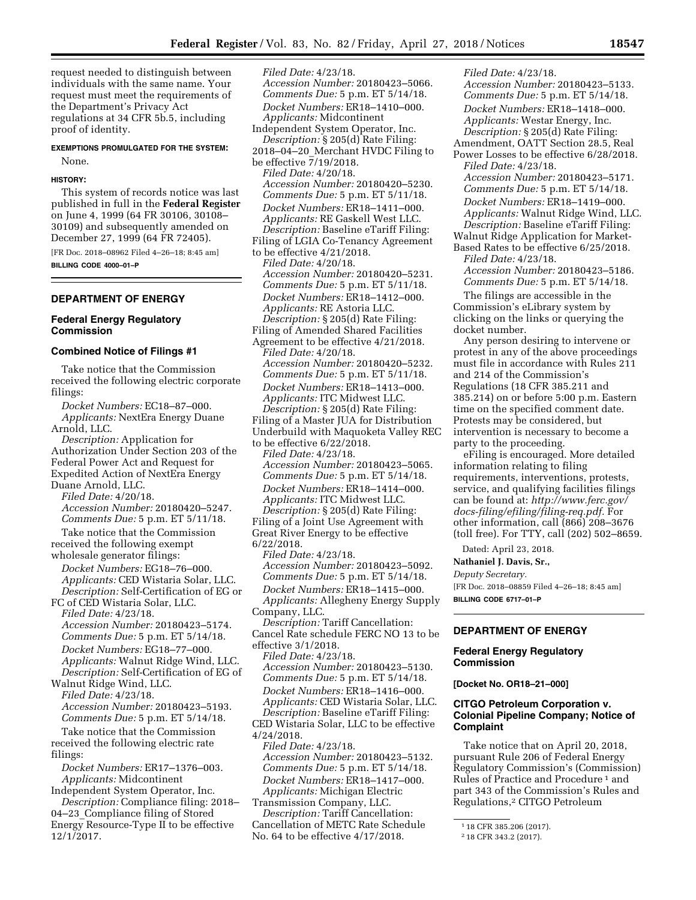request needed to distinguish between individuals with the same name. Your request must meet the requirements of the Department's Privacy Act regulations at 34 CFR 5b.5, including proof of identity.

**EXEMPTIONS PROMULGATED FOR THE SYSTEM:**

None.

**HISTORY:**

This system of records notice was last published in full in the **Federal Register** on June 4, 1999 (64 FR 30106, 30108–30109) and subsequently amended on December 27, 1999 (64 FR 72405).

[FR Doc. 2018–08962 Filed 4–26–18; 8:45 am]

**BILLING CODE 4000–01–P**

## DEPARTMENT OF ENERGY

### Federal Energy Regulatory Commission

### Combined Notice of Filings #1

Take notice that the Commission received the following electric corporate filings:

*Docket Numbers:* EC18–87–000.
*Applicants:* NextEra Energy Duane Arnold, LLC.
*Description:* Application for Authorization Under Section 203 of the Federal Power Act and Request for Expedited Action of NextEra Energy Duane Arnold, LLC.
*Filed Date:* 4/20/18.
*Accession Number:* 20180420–5247.
*Comments Due:* 5 p.m. ET 5/11/18.

Take notice that the Commission received the following exempt wholesale generator filings:

*Docket Numbers:* EG18–76–000.
*Applicants:* CED Wistaria Solar, LLC.
*Description:* Self-Certification of EG or FC of CED Wistaria Solar, LLC.
*Filed Date:* 4/23/18.
*Accession Number:* 20180423–5174.
*Comments Due:* 5 p.m. ET 5/14/18.

*Docket Numbers:* EG18–77–000.
*Applicants:* Walnut Ridge Wind, LLC.
*Description:* Self-Certification of EG of Walnut Ridge Wind, LLC.
*Filed Date:* 4/23/18.
*Accession Number:* 20180423–5193.
*Comments Due:* 5 p.m. ET 5/14/18.

Take notice that the Commission received the following electric rate filings:

*Docket Numbers:* ER17–1376–003.
*Applicants:* Midcontinent Independent System Operator, Inc.
*Description:* Compliance filing: 2018–04–23_Compliance filing of Stored Energy Resource-Type II to be effective 12/1/2017.
*Filed Date:* 4/23/18.
*Accession Number:* 20180423–5066.
*Comments Due:* 5 p.m. ET 5/14/18.

*Docket Numbers:* ER18–1410–000.
*Applicants:* Midcontinent Independent System Operator, Inc.
*Description:* § 205(d) Rate Filing: 2018–04–20_Merchant HVDC Filing to be effective 7/19/2018.
*Filed Date:* 4/20/18.
*Accession Number:* 20180420–5230.
*Comments Due:* 5 p.m. ET 5/11/18.

*Docket Numbers:* ER18–1411–000.
*Applicants:* RE Gaskell West LLC.
*Description:* Baseline eTariff Filing: Filing of LGIA Co-Tenancy Agreement to be effective 4/21/2018.
*Filed Date:* 4/20/18.
*Accession Number:* 20180420–5231.
*Comments Due:* 5 p.m. ET 5/11/18.

*Docket Numbers:* ER18–1412–000.
*Applicants:* RE Astoria LLC.
*Description:* § 205(d) Rate Filing: Filing of Amended Shared Facilities Agreement to be effective 4/21/2018.
*Filed Date:* 4/20/18.
*Accession Number:* 20180420–5232.
*Comments Due:* 5 p.m. ET 5/11/18.

*Docket Numbers:* ER18–1413–000.
*Applicants:* ITC Midwest LLC.
*Description:* § 205(d) Rate Filing: Filing of a Master JUA for Distribution Underbuild with Maquoketa Valley REC to be effective 6/22/2018.
*Filed Date:* 4/23/18.
*Accession Number:* 20180423–5065.
*Comments Due:* 5 p.m. ET 5/14/18.

*Docket Numbers:* ER18–1414–000.
*Applicants:* ITC Midwest LLC.
*Description:* § 205(d) Rate Filing: Filing of a Joint Use Agreement with Great River Energy to be effective 6/22/2018.
*Filed Date:* 4/23/18.
*Accession Number:* 20180423–5092.
*Comments Due:* 5 p.m. ET 5/14/18.

*Docket Numbers:* ER18–1415–000.
*Applicants:* Allegheny Energy Supply Company, LLC.
*Description:* Tariff Cancellation: Cancel Rate schedule FERC NO 13 to be effective 3/1/2018.
*Filed Date:* 4/23/18.
*Accession Number:* 20180423–5130.
*Comments Due:* 5 p.m. ET 5/14/18.

*Docket Numbers:* ER18–1416–000.
*Applicants:* CED Wistaria Solar, LLC.
*Description:* Baseline eTariff Filing: CED Wistaria Solar, LLC to be effective 4/24/2018.
*Filed Date:* 4/23/18.
*Accession Number:* 20180423–5132.
*Comments Due:* 5 p.m. ET 5/14/18.

*Docket Numbers:* ER18–1417–000.
*Applicants:* Michigan Electric Transmission Company, LLC.
*Description:* Tariff Cancellation: Cancellation of METC Rate Schedule No. 64 to be effective 4/17/2018.
*Filed Date:* 4/23/18.
*Accession Number:* 20180423–5133.
*Comments Due:* 5 p.m. ET 5/14/18.

*Docket Numbers:* ER18–1418–000.
*Applicants:* Westar Energy, Inc.
*Description:* § 205(d) Rate Filing: Amendment, OATT Section 28.5, Real Power Losses to be effective 6/28/2018.
*Filed Date:* 4/23/18.
*Accession Number:* 20180423–5171.
*Comments Due:* 5 p.m. ET 5/14/18.

*Docket Numbers:* ER18–1419–000.
*Applicants:* Walnut Ridge Wind, LLC.
*Description:* Baseline eTariff Filing: Walnut Ridge Application for Market-Based Rates to be effective 6/25/2018.
*Filed Date:* 4/23/18.
*Accession Number:* 20180423–5186.
*Comments Due:* 5 p.m. ET 5/14/18.

The filings are accessible in the Commission's eLibrary system by clicking on the links or querying the docket number.

Any person desiring to intervene or protest in any of the above proceedings must file in accordance with Rules 211 and 214 of the Commission's Regulations (18 CFR 385.211 and 385.214) on or before 5:00 p.m. Eastern time on the specified comment date. Protests may be considered, but intervention is necessary to become a party to the proceeding.

eFiling is encouraged. More detailed information relating to filing requirements, interventions, protests, service, and qualifying facilities filings can be found at: *http://www.ferc.gov/docs-filing/efiling/filing-req.pdf*. For other information, call (866) 208–3676 (toll free). For TTY, call (202) 502–8659.

Dated: April 23, 2018.

**Nathaniel J. Davis, Sr.,**

*Deputy Secretary.*

[FR Doc. 2018–08859 Filed 4–26–18; 8:45 am]

**BILLING CODE 6717–01–P**

## DEPARTMENT OF ENERGY

### Federal Energy Regulatory Commission

**[Docket No. OR18–21–000]**

### CITGO Petroleum Corporation v. Colonial Pipeline Company; Notice of Complaint

Take notice that on April 20, 2018, pursuant Rule 206 of Federal Energy Regulatory Commission's (Commission) Rules of Practice and Procedure [1] and part 343 of the Commission's Rules and Regulations,[2] CITGO Petroleum

[1] 18 CFR 385.206 (2017).

[2] 18 CFR 343.2 (2017).